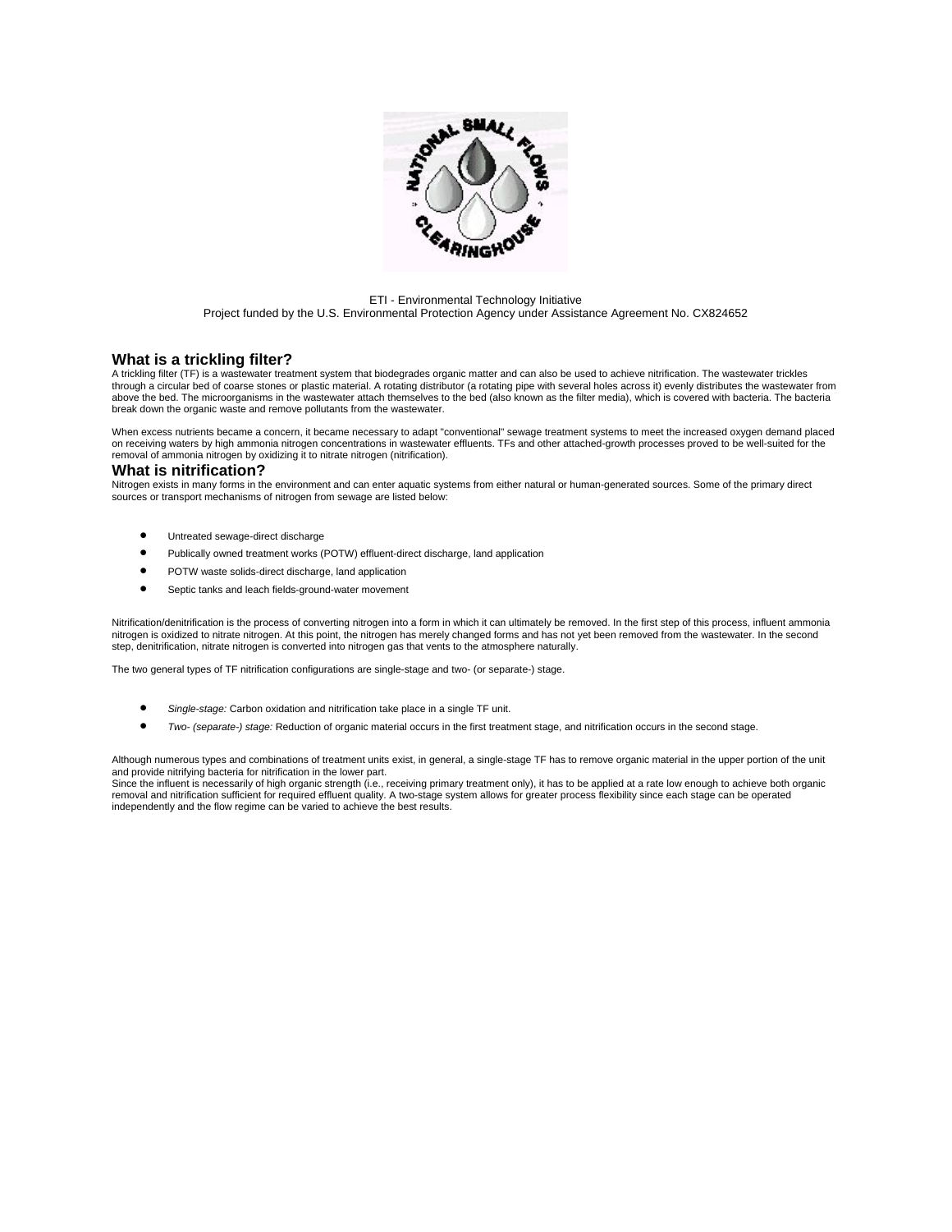ETI - Environmental Technology Initiative
Project funded by the U.S. Environmental Protection Agency under Assistance Agreement No. CX824652

## What is a trickling filter?

A trickling filter (TF) is a wastewater treatment system that biodegrades organic matter and can also be used to achieve nitrification. The wastewater trickles through a circular bed of coarse stones or plastic material. A rotating distributor (a rotating pipe with several holes across it) evenly distributes the wastewater from above the bed. The microorganisms in the wastewater attach themselves to the bed (also known as the filter media), which is covered with bacteria. The bacteria break down the organic waste and remove pollutants from the wastewater.

When excess nutrients became a concern, it became necessary to adapt "conventional" sewage treatment systems to meet the increased oxygen demand placed on receiving waters by high ammonia nitrogen concentrations in wastewater effluents. TFs and other attached-growth processes proved to be well-suited for the removal of ammonia nitrogen by oxidizing it to nitrate nitrogen (nitrification).

## What is nitrification?

Nitrogen exists in many forms in the environment and can enter aquatic systems from either natural or human-generated sources. Some of the primary direct sources or transport mechanisms of nitrogen from sewage are listed below:

- Untreated sewage-direct discharge
- Publically owned treatment works (POTW) effluent-direct discharge, land application
- POTW waste solids-direct discharge, land application
- Septic tanks and leach fields-ground-water movement

Nitrification/denitrification is the process of converting nitrogen into a form in which it can ultimately be removed. In the first step of this process, influent ammonia nitrogen is oxidized to nitrate nitrogen. At this point, the nitrogen has merely changed forms and has not yet been removed from the wastewater. In the second step, denitrification, nitrate nitrogen is converted into nitrogen gas that vents to the atmosphere naturally.

The two general types of TF nitrification configurations are single-stage and two- (or separate-) stage.

- *Single-stage:* Carbon oxidation and nitrification take place in a single TF unit.
- *Two- (separate-) stage:* Reduction of organic material occurs in the first treatment stage, and nitrification occurs in the second stage.

Although numerous types and combinations of treatment units exist, in general, a single-stage TF has to remove organic material in the upper portion of the unit and provide nitrifying bacteria for nitrification in the lower part.
Since the influent is necessarily of high organic strength (i.e., receiving primary treatment only), it has to be applied at a rate low enough to achieve both organic removal and nitrification sufficient for required effluent quality. A two-stage system allows for greater process flexibility since each stage can be operated independently and the flow regime can be varied to achieve the best results.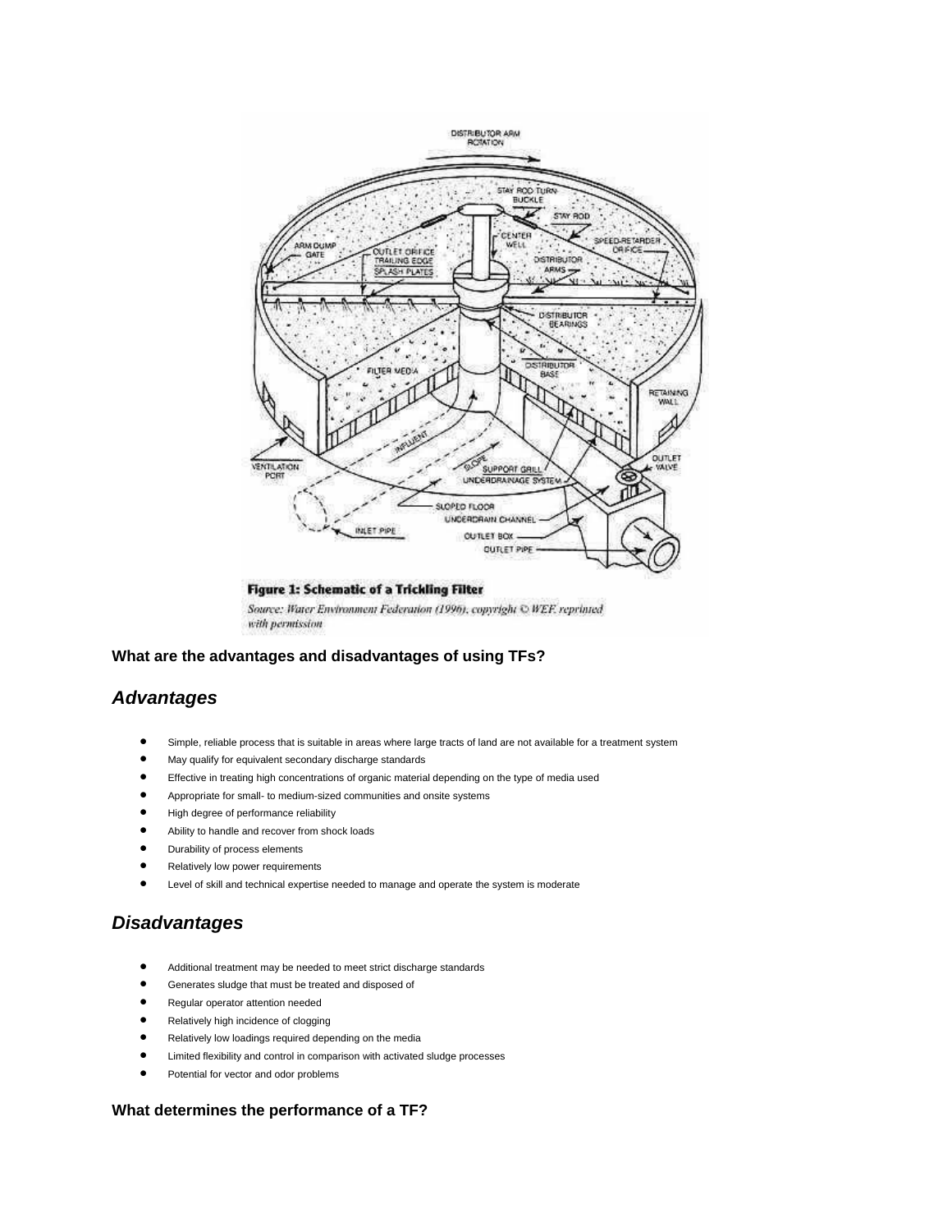**Figure 1: Schematic of a Trickling Filter**

*Source: Water Environment Federation (1996), copyright © WEF, reprinted with permission*

**What are the advantages and disadvantages of using TFs?**

## *Advantages*

- Simple, reliable process that is suitable in areas where large tracts of land are not available for a treatment system
- May qualify for equivalent secondary discharge standards
- Effective in treating high concentrations of organic material depending on the type of media used
- Appropriate for small- to medium-sized communities and onsite systems
- High degree of performance reliability
- Ability to handle and recover from shock loads
- Durability of process elements
- Relatively low power requirements
- Level of skill and technical expertise needed to manage and operate the system is moderate

## *Disadvantages*

- Additional treatment may be needed to meet strict discharge standards
- Generates sludge that must be treated and disposed of
- Regular operator attention needed
- Relatively high incidence of clogging
- Relatively low loadings required depending on the media
- Limited flexibility and control in comparison with activated sludge processes
- Potential for vector and odor problems

**What determines the performance of a TF?**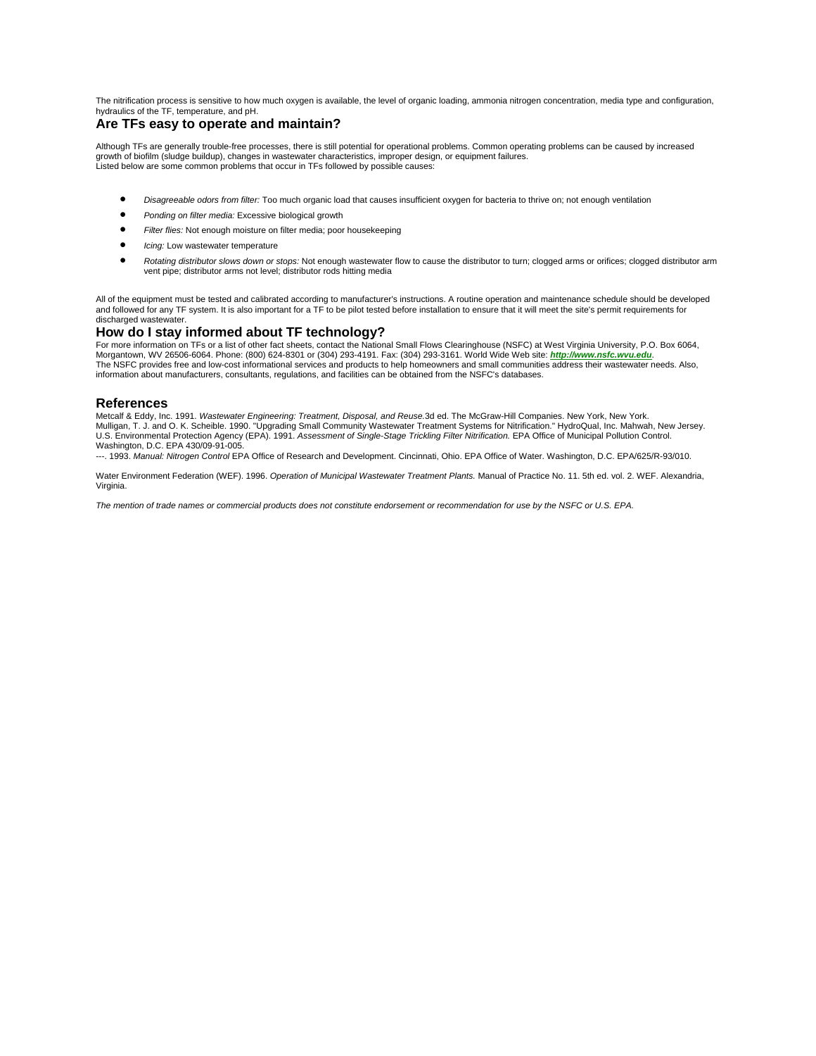The nitrification process is sensitive to how much oxygen is available, the level of organic loading, ammonia nitrogen concentration, media type and configuration, hydraulics of the TF, temperature, and pH.

## Are TFs easy to operate and maintain?

Although TFs are generally trouble-free processes, there is still potential for operational problems. Common operating problems can be caused by increased growth of biofilm (sludge buildup), changes in wastewater characteristics, improper design, or equipment failures.
Listed below are some common problems that occur in TFs followed by possible causes:

- *Disagreeable odors from filter:* Too much organic load that causes insufficient oxygen for bacteria to thrive on; not enough ventilation
- *Ponding on filter media:* Excessive biological growth
- *Filter flies:* Not enough moisture on filter media; poor housekeeping
- *Icing:* Low wastewater temperature
- *Rotating distributor slows down or stops:* Not enough wastewater flow to cause the distributor to turn; clogged arms or orifices; clogged distributor arm vent pipe; distributor arms not level; distributor rods hitting media

All of the equipment must be tested and calibrated according to manufacturer's instructions. A routine operation and maintenance schedule should be developed and followed for any TF system. It is also important for a TF to be pilot tested before installation to ensure that it will meet the site's permit requirements for discharged wastewater.

## How do I stay informed about TF technology?

For more information on TFs or a list of other fact sheets, contact the National Small Flows Clearinghouse (NSFC) at West Virginia University, P.O. Box 6064, Morgantown, WV 26506-6064. Phone: (800) 624-8301 or (304) 293-4191. Fax: (304) 293-3161. World Wide Web site: ***http://www.nsfc.wvu.edu***.
The NSFC provides free and low-cost informational services and products to help homeowners and small communities address their wastewater needs. Also, information about manufacturers, consultants, regulations, and facilities can be obtained from the NSFC's databases.

## References

Metcalf & Eddy, Inc. 1991. *Wastewater Engineering: Treatment, Disposal, and Reuse.*3d ed. The McGraw-Hill Companies. New York, New York.
Mulligan, T. J. and O. K. Scheible. 1990. "Upgrading Small Community Wastewater Treatment Systems for Nitrification." HydroQual, Inc. Mahwah, New Jersey.
U.S. Environmental Protection Agency (EPA). 1991. *Assessment of Single-Stage Trickling Filter Nitrification.* EPA Office of Municipal Pollution Control. Washington, D.C. EPA 430/09-91-005.
---. 1993. *Manual: Nitrogen Control* EPA Office of Research and Development. Cincinnati, Ohio. EPA Office of Water. Washington, D.C. EPA/625/R-93/010.

Water Environment Federation (WEF). 1996. *Operation of Municipal Wastewater Treatment Plants.* Manual of Practice No. 11. 5th ed. vol. 2. WEF. Alexandria, Virginia.

*The mention of trade names or commercial products does not constitute endorsement or recommendation for use by the NSFC or U.S. EPA.*